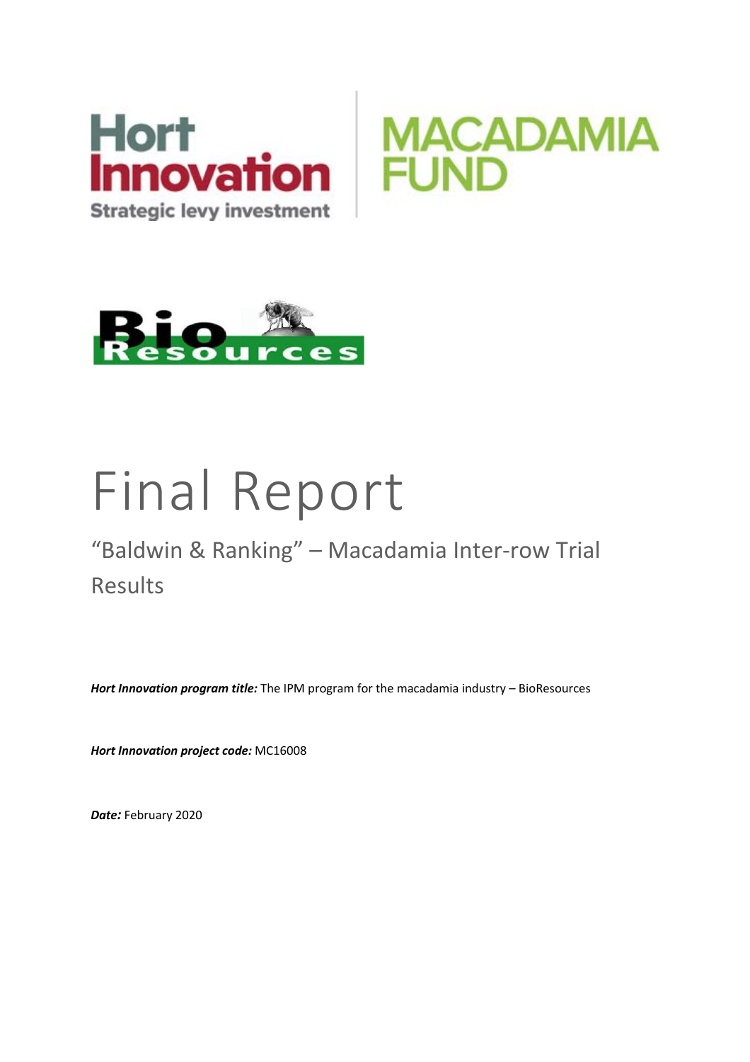Hort Innovation

Strategic levy investment

MACADAMIA FUND

Bio Resources

# Final Report

## "Baldwin & Ranking" – Macadamia Inter-row Trial Results

***Hort Innovation program title:*** The IPM program for the macadamia industry – BioResources

***Hort Innovation project code:*** MC16008

***Date:*** February 2020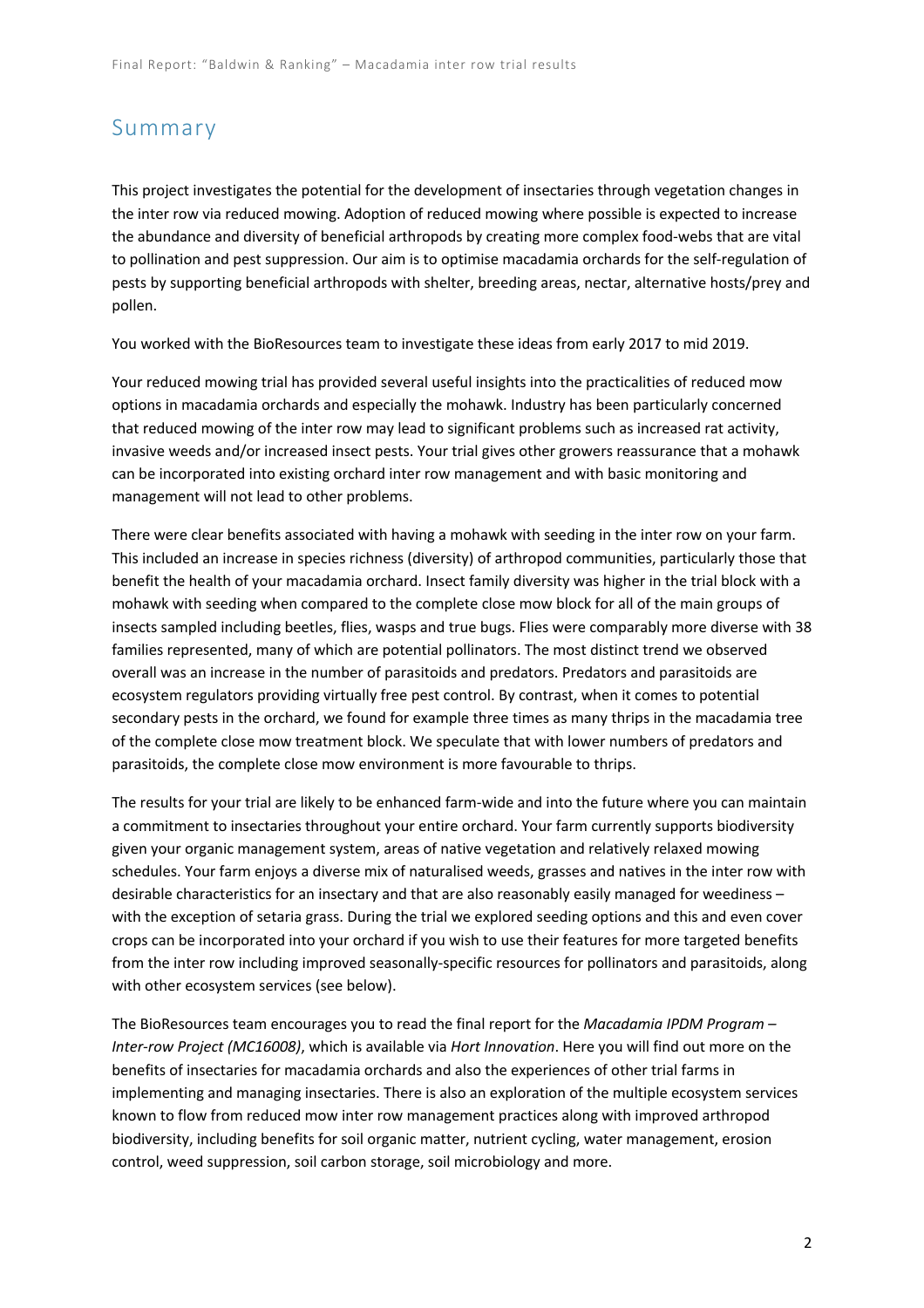## Summary

This project investigates the potential for the development of insectaries through vegetation changes in the inter row via reduced mowing. Adoption of reduced mowing where possible is expected to increase the abundance and diversity of beneficial arthropods by creating more complex food-webs that are vital to pollination and pest suppression. Our aim is to optimise macadamia orchards for the self-regulation of pests by supporting beneficial arthropods with shelter, breeding areas, nectar, alternative hosts/prey and pollen.

You worked with the BioResources team to investigate these ideas from early 2017 to mid 2019.

Your reduced mowing trial has provided several useful insights into the practicalities of reduced mow options in macadamia orchards and especially the mohawk. Industry has been particularly concerned that reduced mowing of the inter row may lead to significant problems such as increased rat activity, invasive weeds and/or increased insect pests. Your trial gives other growers reassurance that a mohawk can be incorporated into existing orchard inter row management and with basic monitoring and management will not lead to other problems.

There were clear benefits associated with having a mohawk with seeding in the inter row on your farm. This included an increase in species richness (diversity) of arthropod communities, particularly those that benefit the health of your macadamia orchard. Insect family diversity was higher in the trial block with a mohawk with seeding when compared to the complete close mow block for all of the main groups of insects sampled including beetles, flies, wasps and true bugs. Flies were comparably more diverse with 38 families represented, many of which are potential pollinators. The most distinct trend we observed overall was an increase in the number of parasitoids and predators. Predators and parasitoids are ecosystem regulators providing virtually free pest control. By contrast, when it comes to potential secondary pests in the orchard, we found for example three times as many thrips in the macadamia tree of the complete close mow treatment block. We speculate that with lower numbers of predators and parasitoids, the complete close mow environment is more favourable to thrips.

The results for your trial are likely to be enhanced farm-wide and into the future where you can maintain a commitment to insectaries throughout your entire orchard. Your farm currently supports biodiversity given your organic management system, areas of native vegetation and relatively relaxed mowing schedules. Your farm enjoys a diverse mix of naturalised weeds, grasses and natives in the inter row with desirable characteristics for an insectary and that are also reasonably easily managed for weediness – with the exception of setaria grass. During the trial we explored seeding options and this and even cover crops can be incorporated into your orchard if you wish to use their features for more targeted benefits from the inter row including improved seasonally-specific resources for pollinators and parasitoids, along with other ecosystem services (see below).

The BioResources team encourages you to read the final report for the *Macadamia IPDM Program – Inter-row Project (MC16008)*, which is available via *Hort Innovation*. Here you will find out more on the benefits of insectaries for macadamia orchards and also the experiences of other trial farms in implementing and managing insectaries. There is also an exploration of the multiple ecosystem services known to flow from reduced mow inter row management practices along with improved arthropod biodiversity, including benefits for soil organic matter, nutrient cycling, water management, erosion control, weed suppression, soil carbon storage, soil microbiology and more.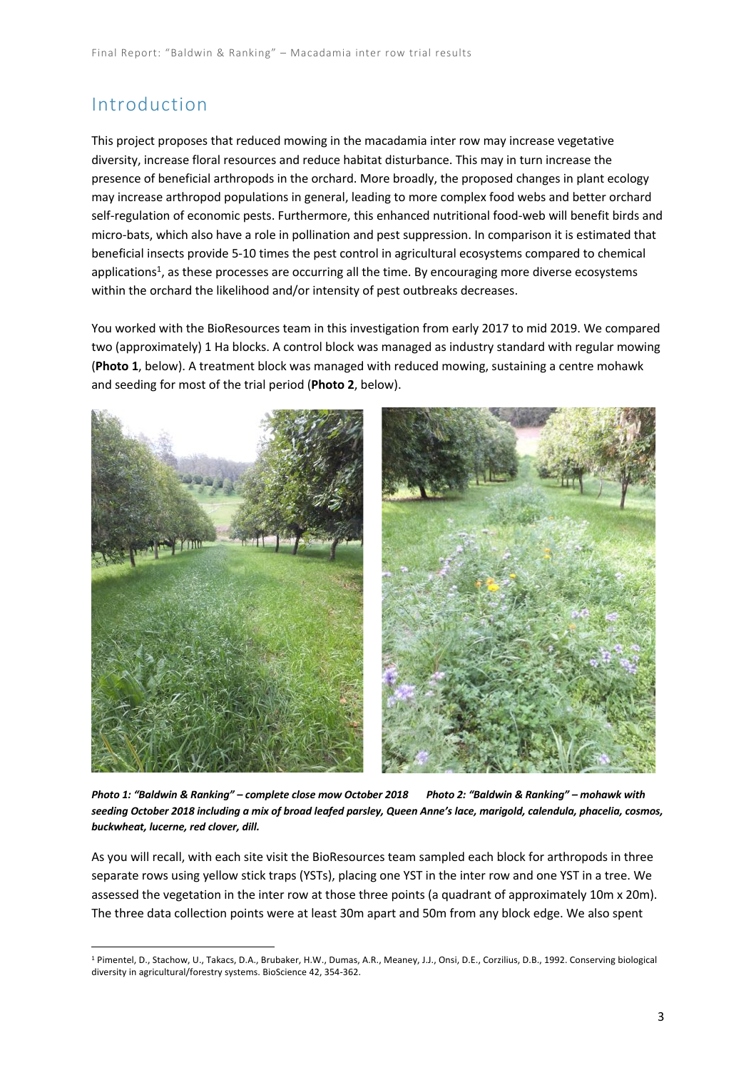## Introduction

This project proposes that reduced mowing in the macadamia inter row may increase vegetative diversity, increase floral resources and reduce habitat disturbance. This may in turn increase the presence of beneficial arthropods in the orchard. More broadly, the proposed changes in plant ecology may increase arthropod populations in general, leading to more complex food webs and better orchard self-regulation of economic pests. Furthermore, this enhanced nutritional food-web will benefit birds and micro-bats, which also have a role in pollination and pest suppression. In comparison it is estimated that beneficial insects provide 5-10 times the pest control in agricultural ecosystems compared to chemical applications[1], as these processes are occurring all the time. By encouraging more diverse ecosystems within the orchard the likelihood and/or intensity of pest outbreaks decreases.

You worked with the BioResources team in this investigation from early 2017 to mid 2019. We compared two (approximately) 1 Ha blocks. A control block was managed as industry standard with regular mowing (**Photo 1**, below). A treatment block was managed with reduced mowing, sustaining a centre mohawk and seeding for most of the trial period (**Photo 2**, below).

***Photo 1: "Baldwin & Ranking" – complete close mow October 2018***

***Photo 2: "Baldwin & Ranking" – mohawk with seeding October 2018 including a mix of broad leafed parsley, Queen Anne's lace, marigold, calendula, phacelia, cosmos, buckwheat, lucerne, red clover, dill.***

As you will recall, with each site visit the BioResources team sampled each block for arthropods in three separate rows using yellow stick traps (YSTs), placing one YST in the inter row and one YST in a tree. We assessed the vegetation in the inter row at those three points (a quadrant of approximately 10m x 20m). The three data collection points were at least 30m apart and 50m from any block edge. We also spent

[1] Pimentel, D., Stachow, U., Takacs, D.A., Brubaker, H.W., Dumas, A.R., Meaney, J.J., Onsi, D.E., Corzilius, D.B., 1992. Conserving biological diversity in agricultural/forestry systems. BioScience 42, 354-362.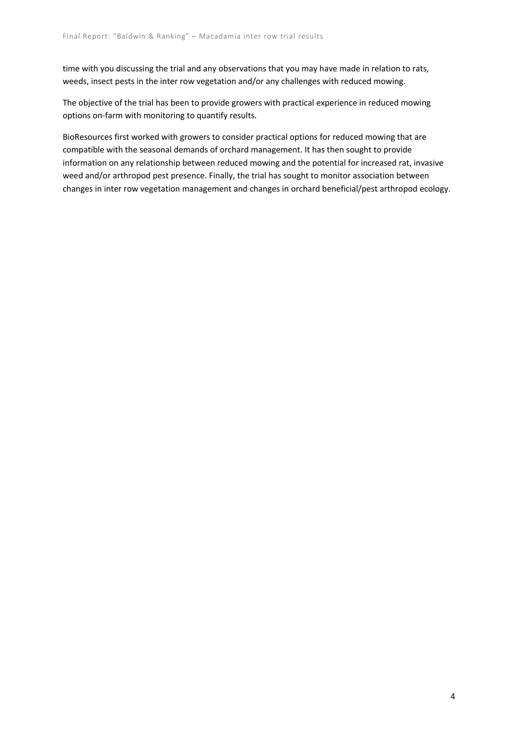time with you discussing the trial and any observations that you may have made in relation to rats, weeds, insect pests in the inter row vegetation and/or any challenges with reduced mowing.

The objective of the trial has been to provide growers with practical experience in reduced mowing options on-farm with monitoring to quantify results.

BioResources first worked with growers to consider practical options for reduced mowing that are compatible with the seasonal demands of orchard management. It has then sought to provide information on any relationship between reduced mowing and the potential for increased rat, invasive weed and/or arthropod pest presence. Finally, the trial has sought to monitor association between changes in inter row vegetation management and changes in orchard beneficial/pest arthropod ecology.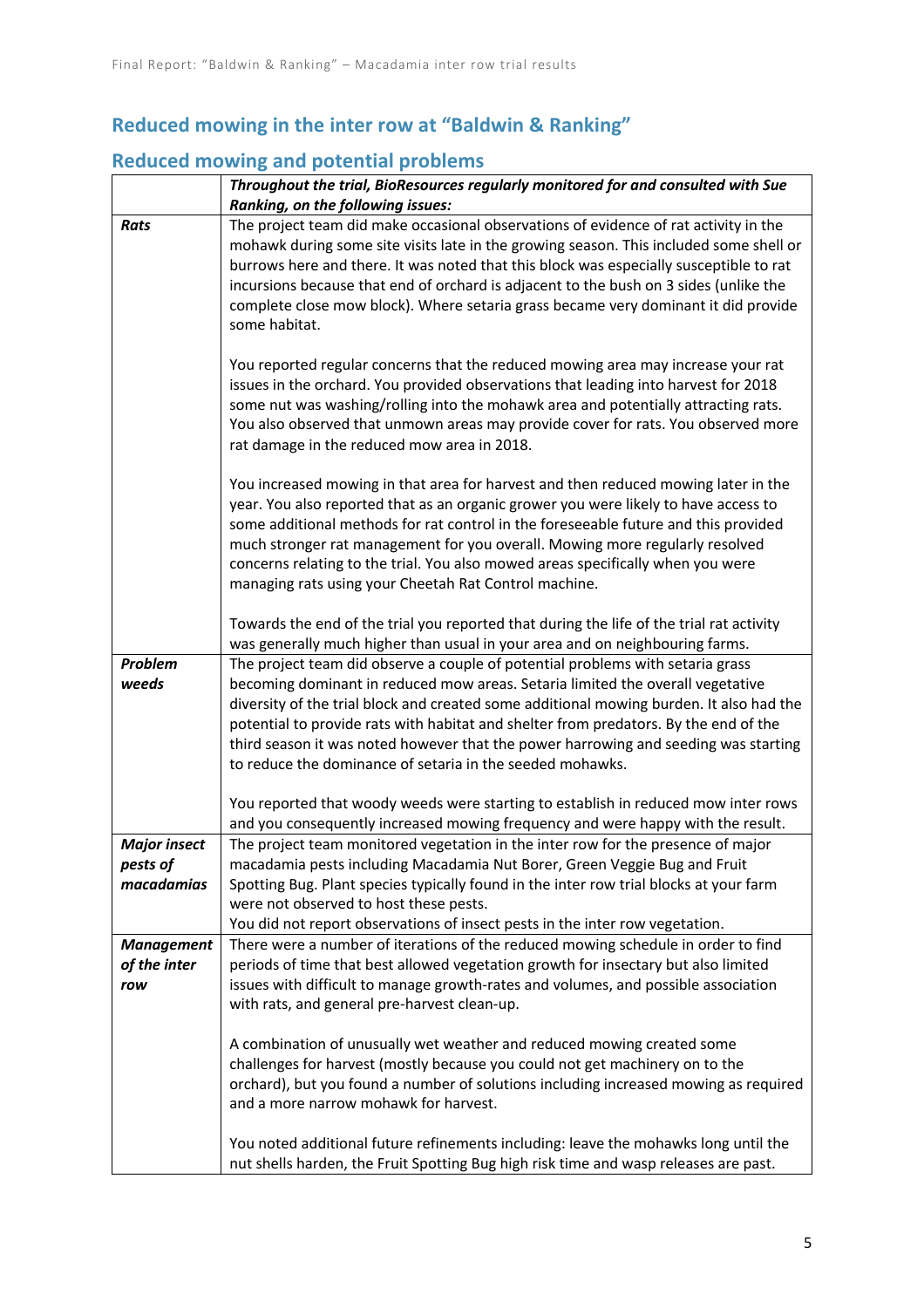## Reduced mowing in the inter row at "Baldwin & Ranking"

### Reduced mowing and potential problems

| | ***Throughout the trial, BioResources regularly monitored for and consulted with Sue Ranking, on the following issues:*** |
|---|---|
| ***Rats*** | The project team did make occasional observations of evidence of rat activity in the mohawk during some site visits late in the growing season. This included some shell or burrows here and there. It was noted that this block was especially susceptible to rat incursions because that end of orchard is adjacent to the bush on 3 sides (unlike the complete close mow block). Where setaria grass became very dominant it did provide some habitat.<br><br>You reported regular concerns that the reduced mowing area may increase your rat issues in the orchard. You provided observations that leading into harvest for 2018 some nut was washing/rolling into the mohawk area and potentially attracting rats. You also observed that unmown areas may provide cover for rats. You observed more rat damage in the reduced mow area in 2018.<br><br>You increased mowing in that area for harvest and then reduced mowing later in the year. You also reported that as an organic grower you were likely to have access to some additional methods for rat control in the foreseeable future and this provided much stronger rat management for you overall. Mowing more regularly resolved concerns relating to the trial. You also mowed areas specifically when you were managing rats using your Cheetah Rat Control machine.<br><br>Towards the end of the trial you reported that during the life of the trial rat activity was generally much higher than usual in your area and on neighbouring farms. |
| ***Problem weeds*** | The project team did observe a couple of potential problems with setaria grass becoming dominant in reduced mow areas. Setaria limited the overall vegetative diversity of the trial block and created some additional mowing burden. It also had the potential to provide rats with habitat and shelter from predators. By the end of the third season it was noted however that the power harrowing and seeding was starting to reduce the dominance of setaria in the seeded mohawks.<br><br>You reported that woody weeds were starting to establish in reduced mow inter rows and you consequently increased mowing frequency and were happy with the result. |
| ***Major insect pests of macadamias*** | The project team monitored vegetation in the inter row for the presence of major macadamia pests including Macadamia Nut Borer, Green Veggie Bug and Fruit Spotting Bug. Plant species typically found in the inter row trial blocks at your farm were not observed to host these pests.<br>You did not report observations of insect pests in the inter row vegetation. |
| ***Management of the inter row*** | There were a number of iterations of the reduced mowing schedule in order to find periods of time that best allowed vegetation growth for insectary but also limited issues with difficult to manage growth-rates and volumes, and possible association with rats, and general pre-harvest clean-up.<br><br>A combination of unusually wet weather and reduced mowing created some challenges for harvest (mostly because you could not get machinery on to the orchard), but you found a number of solutions including increased mowing as required and a more narrow mohawk for harvest.<br><br>You noted additional future refinements including: leave the mohawks long until the nut shells harden, the Fruit Spotting Bug high risk time and wasp releases are past. |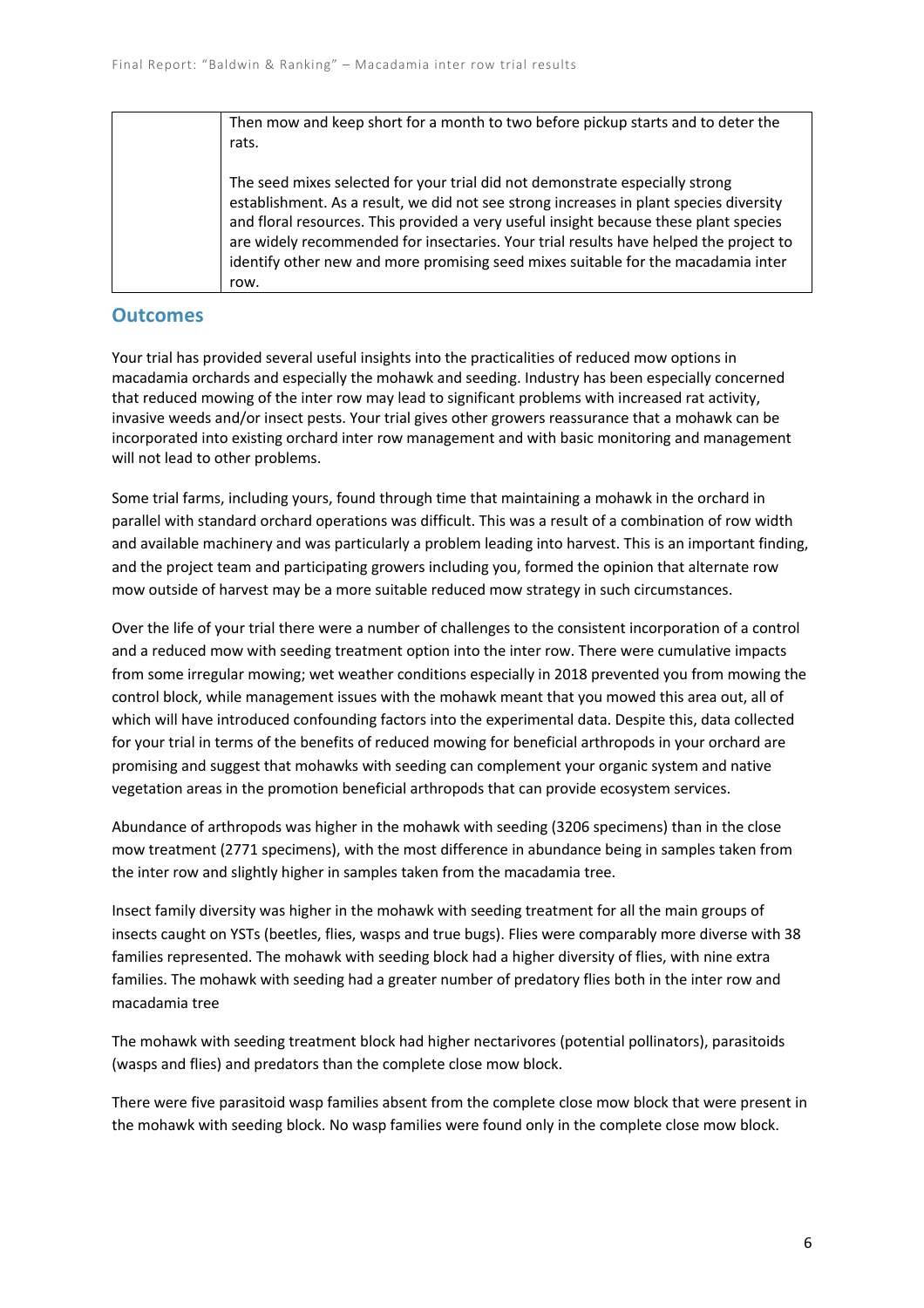|  | Then mow and keep short for a month to two before pickup starts and to deter the rats.<br><br>The seed mixes selected for your trial did not demonstrate especially strong establishment. As a result, we did not see strong increases in plant species diversity and floral resources. This provided a very useful insight because these plant species are widely recommended for insectaries. Your trial results have helped the project to identify other new and more promising seed mixes suitable for the macadamia inter row. |
|---|---|

## Outcomes

Your trial has provided several useful insights into the practicalities of reduced mow options in macadamia orchards and especially the mohawk and seeding. Industry has been especially concerned that reduced mowing of the inter row may lead to significant problems with increased rat activity, invasive weeds and/or insect pests. Your trial gives other growers reassurance that a mohawk can be incorporated into existing orchard inter row management and with basic monitoring and management will not lead to other problems.

Some trial farms, including yours, found through time that maintaining a mohawk in the orchard in parallel with standard orchard operations was difficult. This was a result of a combination of row width and available machinery and was particularly a problem leading into harvest. This is an important finding, and the project team and participating growers including you, formed the opinion that alternate row mow outside of harvest may be a more suitable reduced mow strategy in such circumstances.

Over the life of your trial there were a number of challenges to the consistent incorporation of a control and a reduced mow with seeding treatment option into the inter row. There were cumulative impacts from some irregular mowing; wet weather conditions especially in 2018 prevented you from mowing the control block, while management issues with the mohawk meant that you mowed this area out, all of which will have introduced confounding factors into the experimental data. Despite this, data collected for your trial in terms of the benefits of reduced mowing for beneficial arthropods in your orchard are promising and suggest that mohawks with seeding can complement your organic system and native vegetation areas in the promotion beneficial arthropods that can provide ecosystem services.

Abundance of arthropods was higher in the mohawk with seeding (3206 specimens) than in the close mow treatment (2771 specimens), with the most difference in abundance being in samples taken from the inter row and slightly higher in samples taken from the macadamia tree.

Insect family diversity was higher in the mohawk with seeding treatment for all the main groups of insects caught on YSTs (beetles, flies, wasps and true bugs). Flies were comparably more diverse with 38 families represented. The mohawk with seeding block had a higher diversity of flies, with nine extra families. The mohawk with seeding had a greater number of predatory flies both in the inter row and macadamia tree

The mohawk with seeding treatment block had higher nectarivores (potential pollinators), parasitoids (wasps and flies) and predators than the complete close mow block.

There were five parasitoid wasp families absent from the complete close mow block that were present in the mohawk with seeding block. No wasp families were found only in the complete close mow block.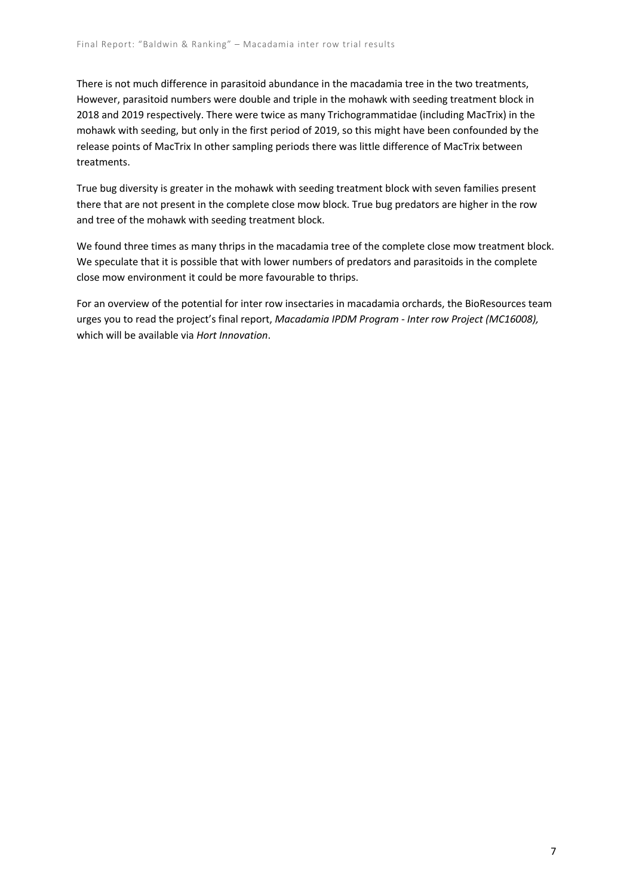There is not much difference in parasitoid abundance in the macadamia tree in the two treatments, However, parasitoid numbers were double and triple in the mohawk with seeding treatment block in 2018 and 2019 respectively. There were twice as many Trichogrammatidae (including MacTrix) in the mohawk with seeding, but only in the first period of 2019, so this might have been confounded by the release points of MacTrix In other sampling periods there was little difference of MacTrix between treatments.

True bug diversity is greater in the mohawk with seeding treatment block with seven families present there that are not present in the complete close mow block. True bug predators are higher in the row and tree of the mohawk with seeding treatment block.

We found three times as many thrips in the macadamia tree of the complete close mow treatment block. We speculate that it is possible that with lower numbers of predators and parasitoids in the complete close mow environment it could be more favourable to thrips.

For an overview of the potential for inter row insectaries in macadamia orchards, the BioResources team urges you to read the project's final report, *Macadamia IPDM Program - Inter row Project (MC16008),* which will be available via *Hort Innovation*.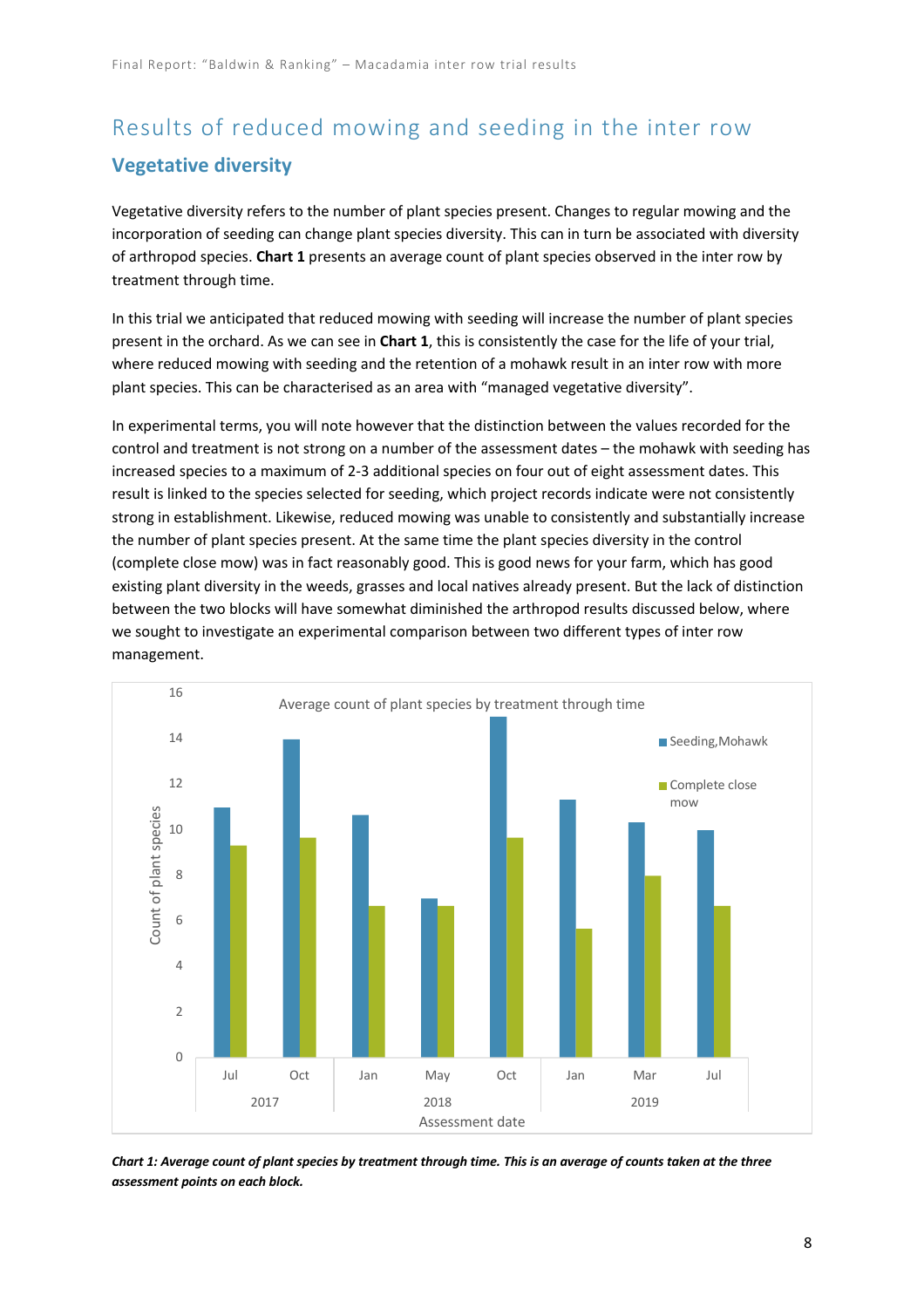## Results of reduced mowing and seeding in the inter row

### Vegetative diversity

Vegetative diversity refers to the number of plant species present. Changes to regular mowing and the incorporation of seeding can change plant species diversity. This can in turn be associated with diversity of arthropod species. **Chart 1** presents an average count of plant species observed in the inter row by treatment through time.

In this trial we anticipated that reduced mowing with seeding will increase the number of plant species present in the orchard. As we can see in **Chart 1**, this is consistently the case for the life of your trial, where reduced mowing with seeding and the retention of a mohawk result in an inter row with more plant species. This can be characterised as an area with "managed vegetative diversity".

In experimental terms, you will note however that the distinction between the values recorded for the control and treatment is not strong on a number of the assessment dates – the mohawk with seeding has increased species to a maximum of 2-3 additional species on four out of eight assessment dates. This result is linked to the species selected for seeding, which project records indicate were not consistently strong in establishment. Likewise, reduced mowing was unable to consistently and substantially increase the number of plant species present. At the same time the plant species diversity in the control (complete close mow) was in fact reasonably good. This is good news for your farm, which has good existing plant diversity in the weeds, grasses and local natives already present. But the lack of distinction between the two blocks will have somewhat diminished the arthropod results discussed below, where we sought to investigate an experimental comparison between two different types of inter row management.

*Chart 1: Average count of plant species by treatment through time. This is an average of counts taken at the three assessment points on each block.*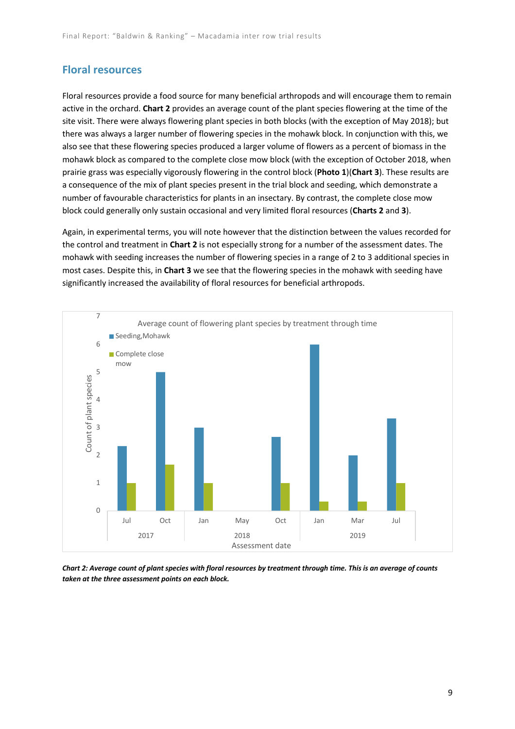## Floral resources

Floral resources provide a food source for many beneficial arthropods and will encourage them to remain active in the orchard. **Chart 2** provides an average count of the plant species flowering at the time of the site visit. There were always flowering plant species in both blocks (with the exception of May 2018); but there was always a larger number of flowering species in the mohawk block. In conjunction with this, we also see that these flowering species produced a larger volume of flowers as a percent of biomass in the mohawk block as compared to the complete close mow block (with the exception of October 2018, when prairie grass was especially vigorously flowering in the control block (**Photo 1**)(**Chart 3**). These results are a consequence of the mix of plant species present in the trial block and seeding, which demonstrate a number of favourable characteristics for plants in an insectary. By contrast, the complete close mow block could generally only sustain occasional and very limited floral resources (**Charts 2** and **3**).

Again, in experimental terms, you will note however that the distinction between the values recorded for the control and treatment in **Chart 2** is not especially strong for a number of the assessment dates. The mohawk with seeding increases the number of flowering species in a range of 2 to 3 additional species in most cases. Despite this, in **Chart 3** we see that the flowering species in the mohawk with seeding have significantly increased the availability of floral resources for beneficial arthropods.

Average count of flowering plant species by treatment through time

| Assessment date | Seeding,Mohawk | Complete close mow |
|---|---|---|
| 2017 Jul | 2.33 | 1 |
| 2017 Oct | 5 | 1.67 |
| 2018 Jan | 3 | 1 |
| 2018 May | 0 | 0 |
| 2018 Oct | 2.67 | 1 |
| 2019 Jan | 6 | 0.33 |
| 2019 Mar | 2 | 0.33 |
| 2019 Jul | 3.33 | 1 |

*Chart 2: Average count of plant species with floral resources by treatment through time. This is an average of counts taken at the three assessment points on each block.*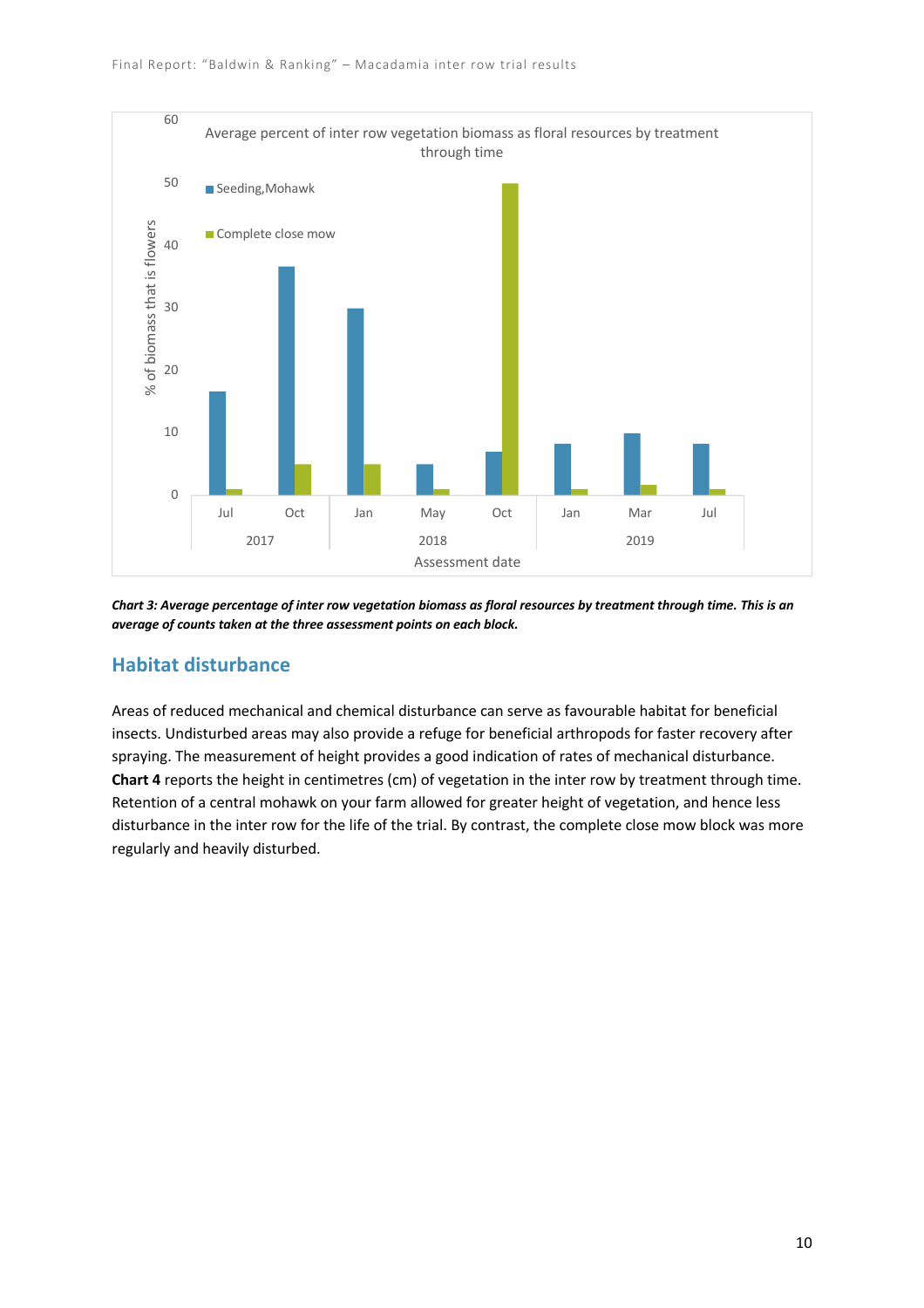*Chart 3: Average percentage of inter row vegetation biomass as floral resources by treatment through time. This is an average of counts taken at the three assessment points on each block.*

## Habitat disturbance

Areas of reduced mechanical and chemical disturbance can serve as favourable habitat for beneficial insects. Undisturbed areas may also provide a refuge for beneficial arthropods for faster recovery after spraying. The measurement of height provides a good indication of rates of mechanical disturbance. **Chart 4** reports the height in centimetres (cm) of vegetation in the inter row by treatment through time. Retention of a central mohawk on your farm allowed for greater height of vegetation, and hence less disturbance in the inter row for the life of the trial. By contrast, the complete close mow block was more regularly and heavily disturbed.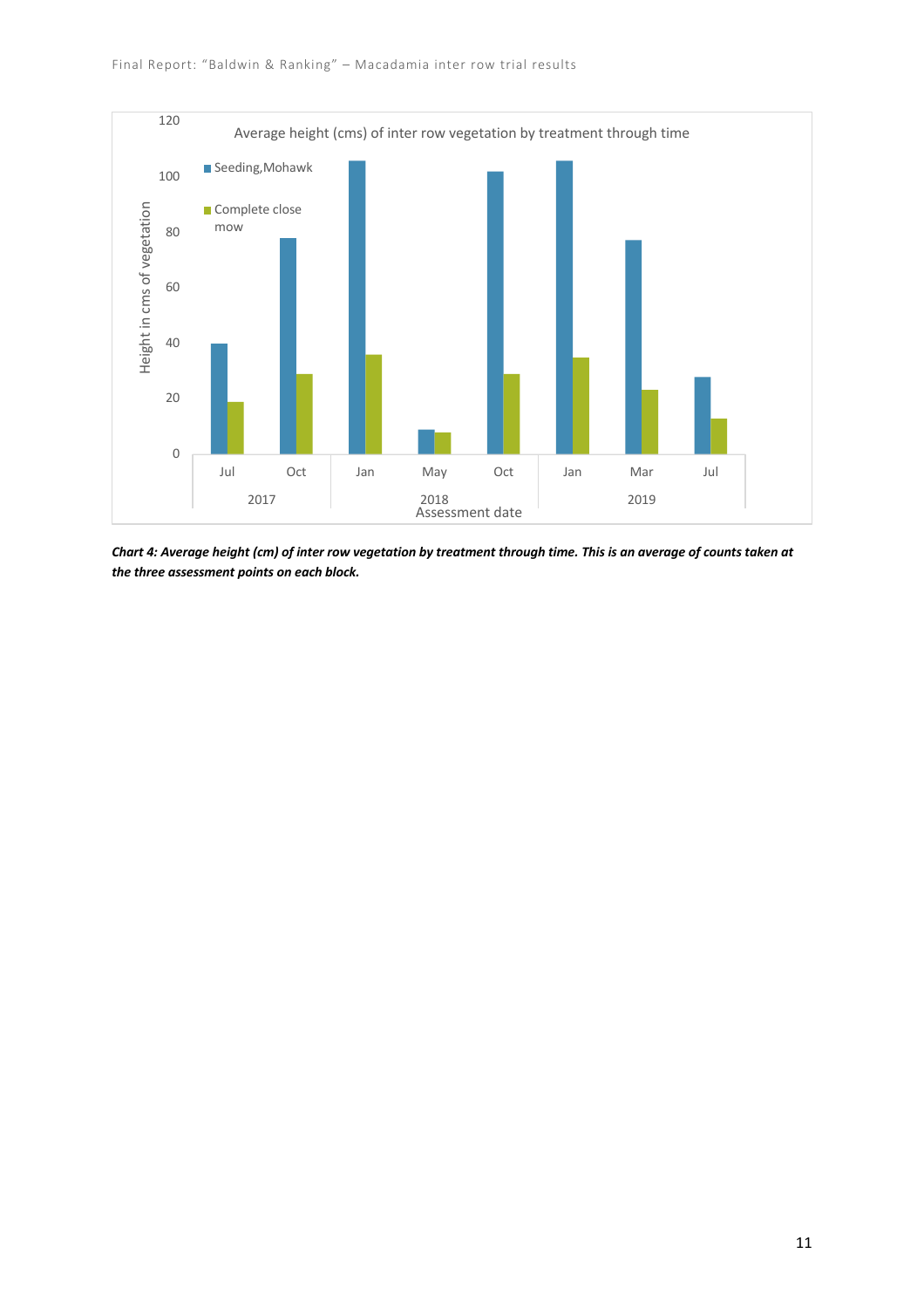Average height (cms) of inter row vegetation by treatment through time

Height in cms of vegetation

Seeding,Mohawk
Complete close mow

Assessment date

| Year | Month | Seeding, Mohawk | Complete close mow |
|---|---|---|---|
| 2017 | Jul | 40 | 19 |
| 2017 | Oct | 78 | 29 |
| 2018 | Jan | 106 | 36 |
| 2018 | May | 9 | 8 |
| 2018 | Oct | 102 | 29 |
| 2019 | Jan | 106 | 35 |
| 2019 | Mar | 77 | 23 |
| 2019 | Jul | 28 | 13 |

***Chart 4: Average height (cm) of inter row vegetation by treatment through time. This is an average of counts taken at the three assessment points on each block.***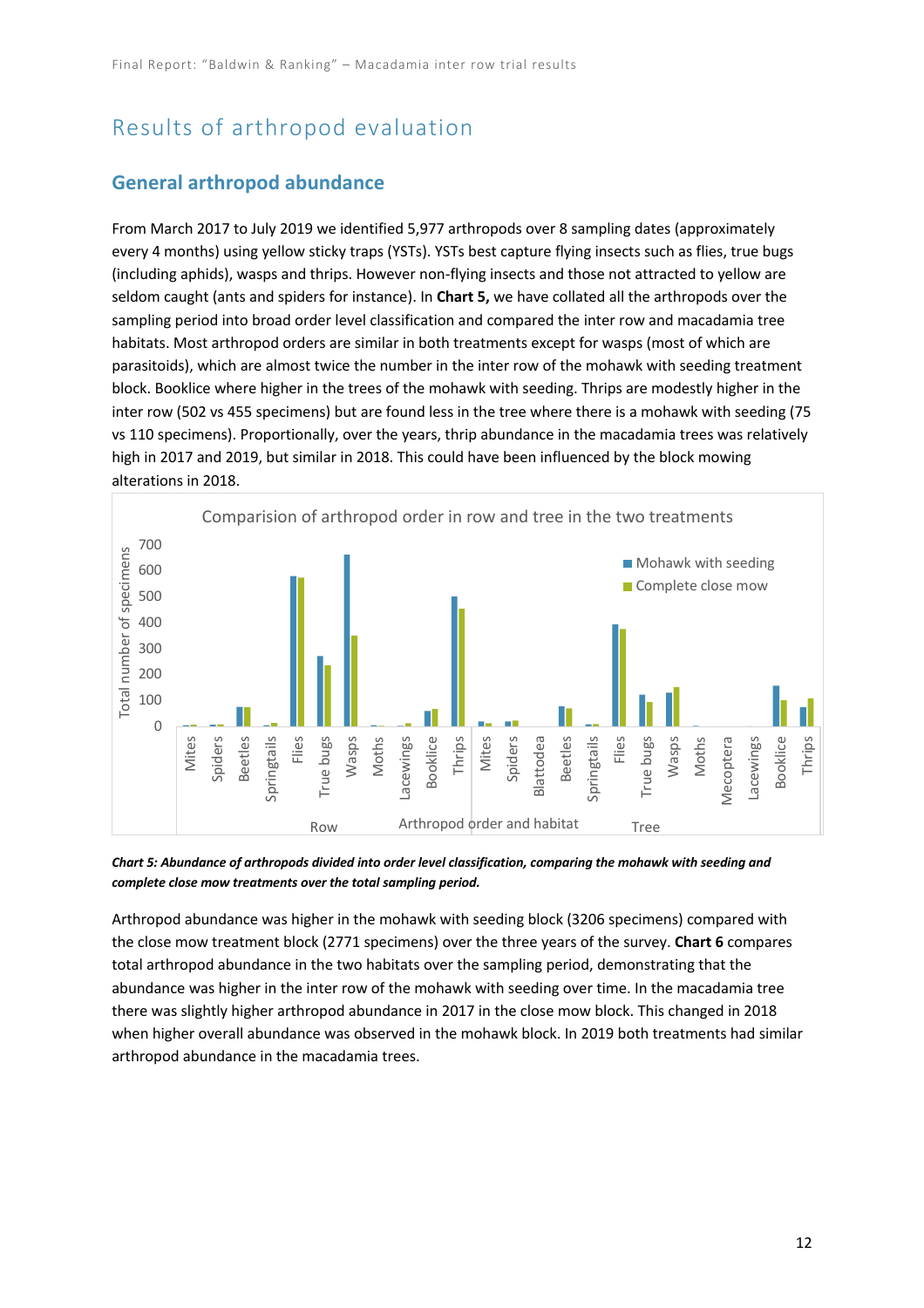# Results of arthropod evaluation

## General arthropod abundance

From March 2017 to July 2019 we identified 5,977 arthropods over 8 sampling dates (approximately every 4 months) using yellow sticky traps (YSTs). YSTs best capture flying insects such as flies, true bugs (including aphids), wasps and thrips. However non-flying insects and those not attracted to yellow are seldom caught (ants and spiders for instance). In **Chart 5,** we have collated all the arthropods over the sampling period into broad order level classification and compared the inter row and macadamia tree habitats. Most arthropod orders are similar in both treatments except for wasps (most of which are parasitoids), which are almost twice the number in the inter row of the mohawk with seeding treatment block. Booklice where higher in the trees of the mohawk with seeding. Thrips are modestly higher in the inter row (502 vs 455 specimens) but are found less in the tree where there is a mohawk with seeding (75 vs 110 specimens). Proportionally, over the years, thrip abundance in the macadamia trees was relatively high in 2017 and 2019, but similar in 2018. This could have been influenced by the block mowing alterations in 2018.

*Chart 5: Abundance of arthropods divided into order level classification, comparing the mohawk with seeding and complete close mow treatments over the total sampling period.*

Arthropod abundance was higher in the mohawk with seeding block (3206 specimens) compared with the close mow treatment block (2771 specimens) over the three years of the survey. **Chart 6** compares total arthropod abundance in the two habitats over the sampling period, demonstrating that the abundance was higher in the inter row of the mohawk with seeding over time. In the macadamia tree there was slightly higher arthropod abundance in 2017 in the close mow block. This changed in 2018 when higher overall abundance was observed in the mohawk block. In 2019 both treatments had similar arthropod abundance in the macadamia trees.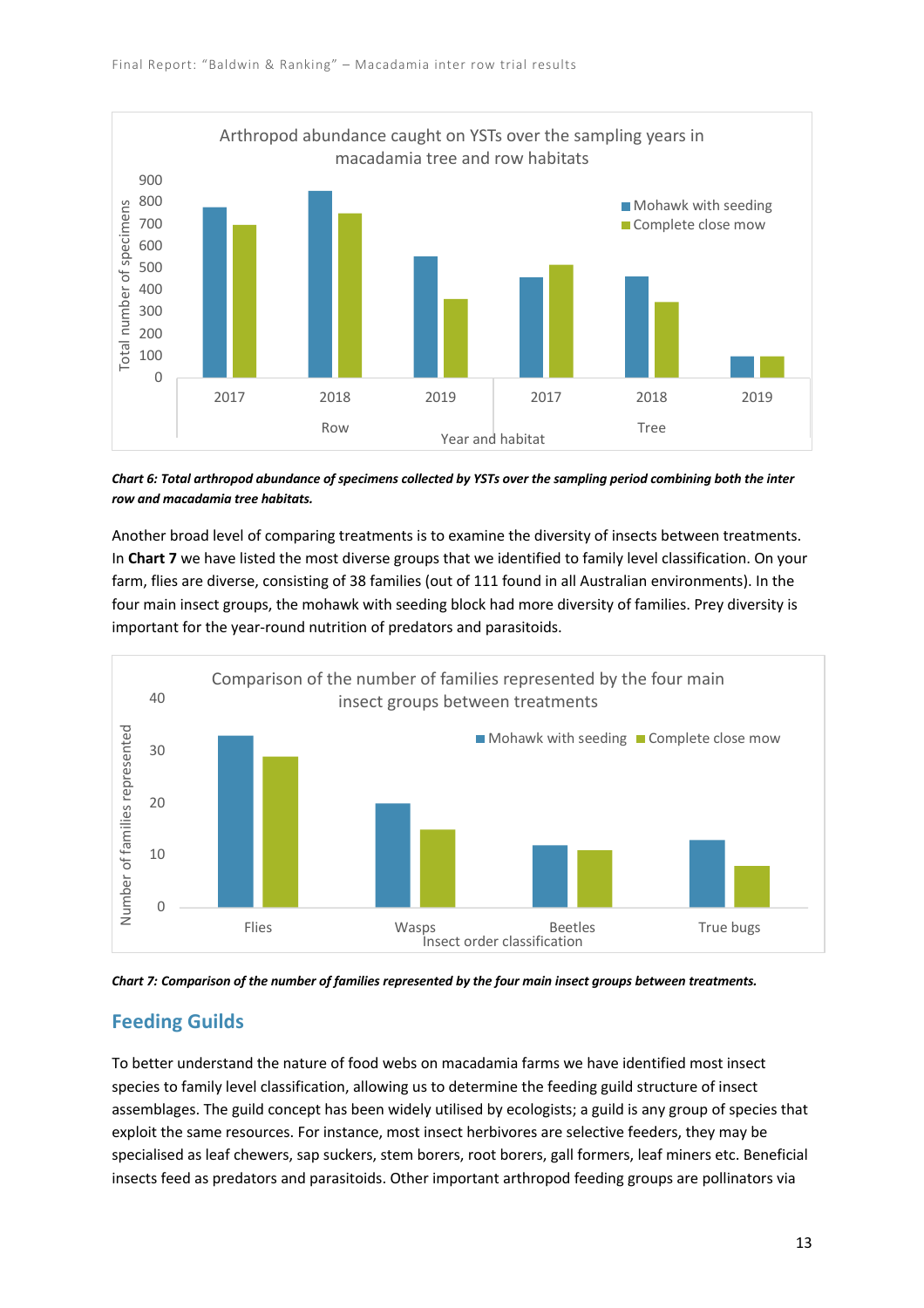*Chart 6: Total arthropod abundance of specimens collected by YSTs over the sampling period combining both the inter row and macadamia tree habitats.*

Another broad level of comparing treatments is to examine the diversity of insects between treatments. In **Chart 7** we have listed the most diverse groups that we identified to family level classification. On your farm, flies are diverse, consisting of 38 families (out of 111 found in all Australian environments). In the four main insect groups, the mohawk with seeding block had more diversity of families. Prey diversity is important for the year-round nutrition of predators and parasitoids.

*Chart 7: Comparison of the number of families represented by the four main insect groups between treatments.*

## Feeding Guilds

To better understand the nature of food webs on macadamia farms we have identified most insect species to family level classification, allowing us to determine the feeding guild structure of insect assemblages. The guild concept has been widely utilised by ecologists; a guild is any group of species that exploit the same resources. For instance, most insect herbivores are selective feeders, they may be specialised as leaf chewers, sap suckers, stem borers, root borers, gall formers, leaf miners etc. Beneficial insects feed as predators and parasitoids. Other important arthropod feeding groups are pollinators via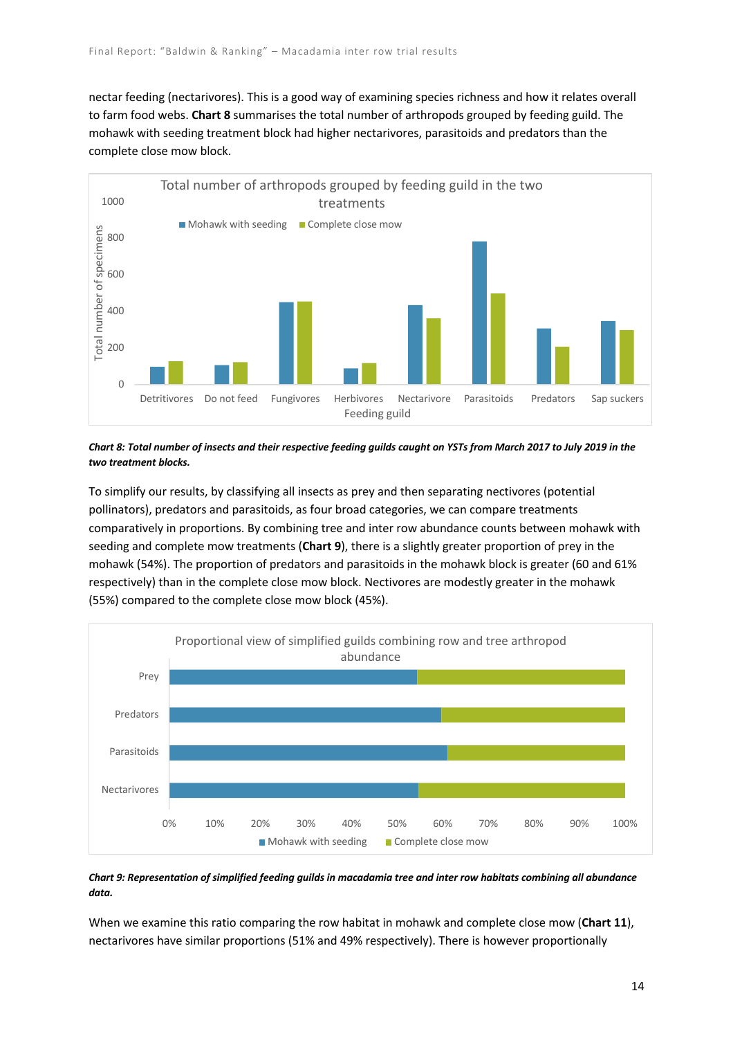nectar feeding (nectarivores). This is a good way of examining species richness and how it relates overall to farm food webs. **Chart 8** summarises the total number of arthropods grouped by feeding guild. The mohawk with seeding treatment block had higher nectarivores, parasitoids and predators than the complete close mow block.

***Chart 8: Total number of insects and their respective feeding guilds caught on YSTs from March 2017 to July 2019 in the two treatment blocks.***

To simplify our results, by classifying all insects as prey and then separating nectivores (potential pollinators), predators and parasitoids, as four broad categories, we can compare treatments comparatively in proportions. By combining tree and inter row abundance counts between mohawk with seeding and complete mow treatments (**Chart 9**), there is a slightly greater proportion of prey in the mohawk (54%). The proportion of predators and parasitoids in the mohawk block is greater (60 and 61% respectively) than in the complete close mow block. Nectivores are modestly greater in the mohawk (55%) compared to the complete close mow block (45%).

***Chart 9: Representation of simplified feeding guilds in macadamia tree and inter row habitats combining all abundance data.***

When we examine this ratio comparing the row habitat in mohawk and complete close mow (**Chart 11**), nectarivores have similar proportions (51% and 49% respectively). There is however proportionally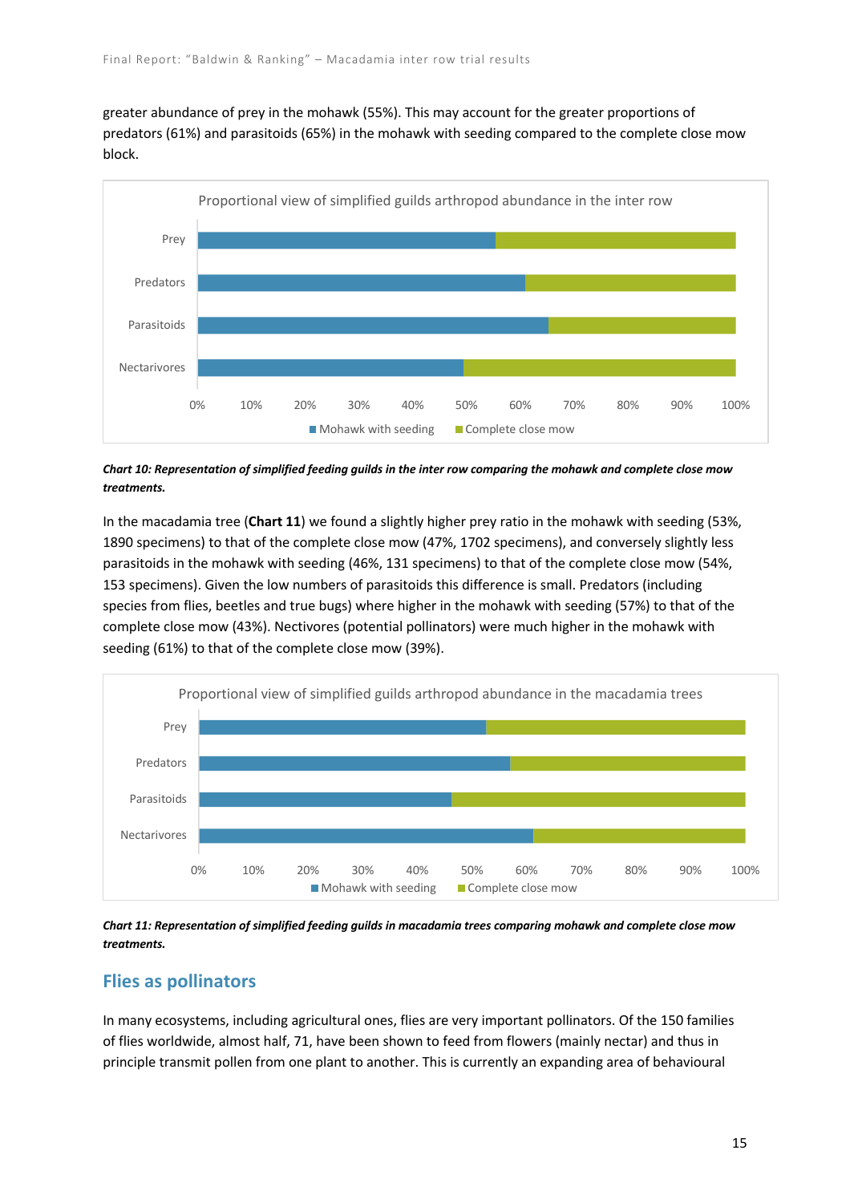greater abundance of prey in the mohawk (55%). This may account for the greater proportions of predators (61%) and parasitoids (65%) in the mohawk with seeding compared to the complete close mow block.

***Chart 10: Representation of simplified feeding guilds in the inter row comparing the mohawk and complete close mow treatments.***

In the macadamia tree (**Chart 11**) we found a slightly higher prey ratio in the mohawk with seeding (53%, 1890 specimens) to that of the complete close mow (47%, 1702 specimens), and conversely slightly less parasitoids in the mohawk with seeding (46%, 131 specimens) to that of the complete close mow (54%, 153 specimens). Given the low numbers of parasitoids this difference is small. Predators (including species from flies, beetles and true bugs) where higher in the mohawk with seeding (57%) to that of the complete close mow (43%). Nectivores (potential pollinators) were much higher in the mohawk with seeding (61%) to that of the complete close mow (39%).

***Chart 11: Representation of simplified feeding guilds in macadamia trees comparing mohawk and complete close mow treatments.***

## Flies as pollinators

In many ecosystems, including agricultural ones, flies are very important pollinators. Of the 150 families of flies worldwide, almost half, 71, have been shown to feed from flowers (mainly nectar) and thus in principle transmit pollen from one plant to another. This is currently an expanding area of behavioural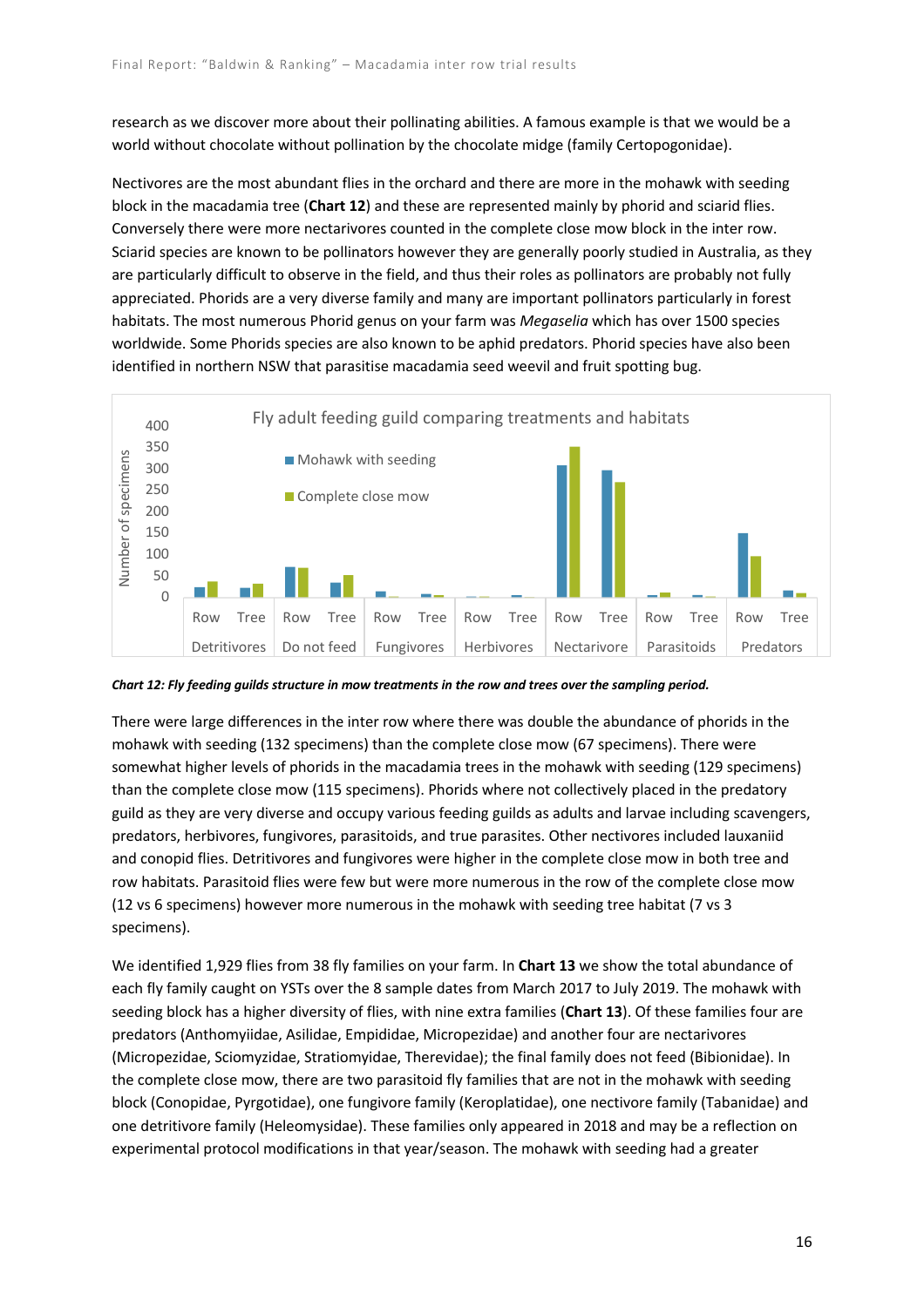research as we discover more about their pollinating abilities. A famous example is that we would be a world without chocolate without pollination by the chocolate midge (family Certopogonidae).

Nectivores are the most abundant flies in the orchard and there are more in the mohawk with seeding block in the macadamia tree (**Chart 12**) and these are represented mainly by phorid and sciarid flies. Conversely there were more nectarivores counted in the complete close mow block in the inter row. Sciarid species are known to be pollinators however they are generally poorly studied in Australia, as they are particularly difficult to observe in the field, and thus their roles as pollinators are probably not fully appreciated. Phorids are a very diverse family and many are important pollinators particularly in forest habitats. The most numerous Phorid genus on your farm was *Megaselia* which has over 1500 species worldwide. Some Phorids species are also known to be aphid predators. Phorid species have also been identified in northern NSW that parasitise macadamia seed weevil and fruit spotting bug.

***Chart 12: Fly feeding guilds structure in mow treatments in the row and trees over the sampling period.***

There were large differences in the inter row where there was double the abundance of phorids in the mohawk with seeding (132 specimens) than the complete close mow (67 specimens). There were somewhat higher levels of phorids in the macadamia trees in the mohawk with seeding (129 specimens) than the complete close mow (115 specimens). Phorids where not collectively placed in the predatory guild as they are very diverse and occupy various feeding guilds as adults and larvae including scavengers, predators, herbivores, fungivores, parasitoids, and true parasites. Other nectivores included lauxaniid and conopid flies. Detritivores and fungivores were higher in the complete close mow in both tree and row habitats. Parasitoid flies were few but were more numerous in the row of the complete close mow (12 vs 6 specimens) however more numerous in the mohawk with seeding tree habitat (7 vs 3 specimens).

We identified 1,929 flies from 38 fly families on your farm. In **Chart 13** we show the total abundance of each fly family caught on YSTs over the 8 sample dates from March 2017 to July 2019. The mohawk with seeding block has a higher diversity of flies, with nine extra families (**Chart 13**). Of these families four are predators (Anthomyiidae, Asilidae, Empididae, Micropezidae) and another four are nectarivores (Micropezidae, Sciomyzidae, Stratiomyidae, Therevidae); the final family does not feed (Bibionidae). In the complete close mow, there are two parasitoid fly families that are not in the mohawk with seeding block (Conopidae, Pyrgotidae), one fungivore family (Keroplatidae), one nectivore family (Tabanidae) and one detritivore family (Heleomysidae). These families only appeared in 2018 and may be a reflection on experimental protocol modifications in that year/season. The mohawk with seeding had a greater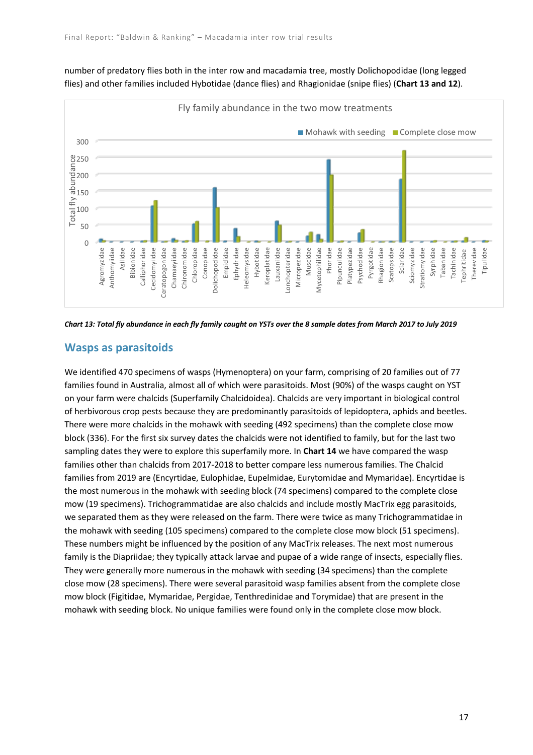number of predatory flies both in the inter row and macadamia tree, mostly Dolichopodidae (long legged flies) and other families included Hybotidae (dance flies) and Rhagionidae (snipe flies) (**Chart 13 and 12**).

***Chart 13: Total fly abundance in each fly family caught on YSTs over the 8 sample dates from March 2017 to July 2019***

## Wasps as parasitoids

We identified 470 specimens of wasps (Hymenoptera) on your farm, comprising of 20 families out of 77 families found in Australia, almost all of which were parasitoids. Most (90%) of the wasps caught on YST on your farm were chalcids (Superfamily Chalcidoidea). Chalcids are very important in biological control of herbivorous crop pests because they are predominantly parasitoids of lepidoptera, aphids and beetles. There were more chalcids in the mohawk with seeding (492 specimens) than the complete close mow block (336). For the first six survey dates the chalcids were not identified to family, but for the last two sampling dates they were to explore this superfamily more. In **Chart 14** we have compared the wasp families other than chalcids from 2017-2018 to better compare less numerous families. The Chalcid families from 2019 are (Encyrtidae, Eulophidae, Eupelmidae, Eurytomidae and Mymaridae). Encyrtidae is the most numerous in the mohawk with seeding block (74 specimens) compared to the complete close mow (19 specimens). Trichogrammatidae are also chalcids and include mostly MacTrix egg parasitoids, we separated them as they were released on the farm. There were twice as many Trichogrammatidae in the mohawk with seeding (105 specimens) compared to the complete close mow block (51 specimens). These numbers might be influenced by the position of any MacTrix releases. The next most numerous family is the Diapriidae; they typically attack larvae and pupae of a wide range of insects, especially flies. They were generally more numerous in the mohawk with seeding (34 specimens) than the complete close mow (28 specimens). There were several parasitoid wasp families absent from the complete close mow block (Figitidae, Mymaridae, Pergidae, Tenthredinidae and Torymidae) that are present in the mohawk with seeding block. No unique families were found only in the complete close mow block.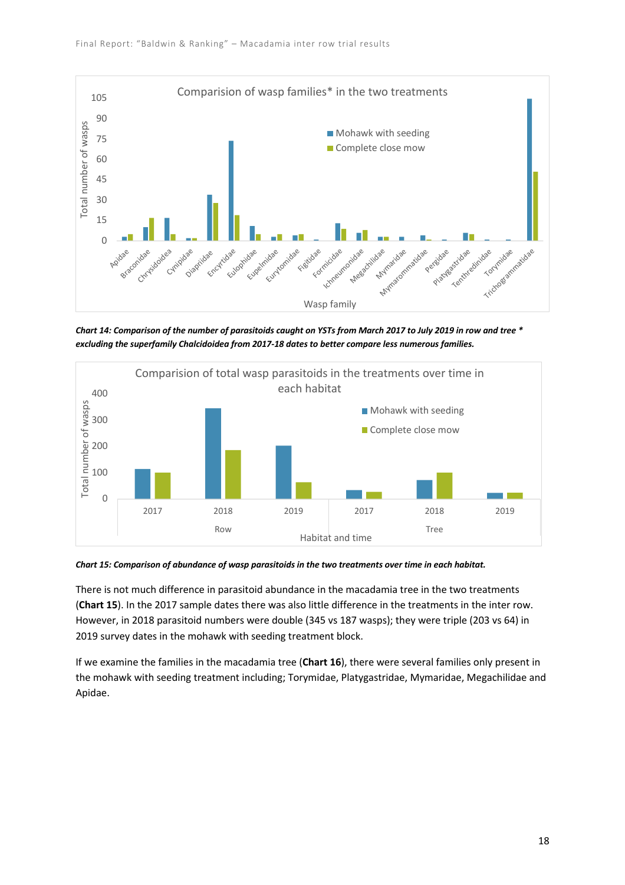*Chart 14: Comparison of the number of parasitoids caught on YSTs from March 2017 to July 2019 in row and tree * excluding the superfamily Chalcidoidea from 2017-18 dates to better compare less numerous families.*

*Chart 15: Comparison of abundance of wasp parasitoids in the two treatments over time in each habitat.*

There is not much difference in parasitoid abundance in the macadamia tree in the two treatments (**Chart 15**). In the 2017 sample dates there was also little difference in the treatments in the inter row. However, in 2018 parasitoid numbers were double (345 vs 187 wasps); they were triple (203 vs 64) in 2019 survey dates in the mohawk with seeding treatment block.

If we examine the families in the macadamia tree (**Chart 16**), there were several families only present in the mohawk with seeding treatment including; Torymidae, Platygastridae, Mymaridae, Megachilidae and Apidae.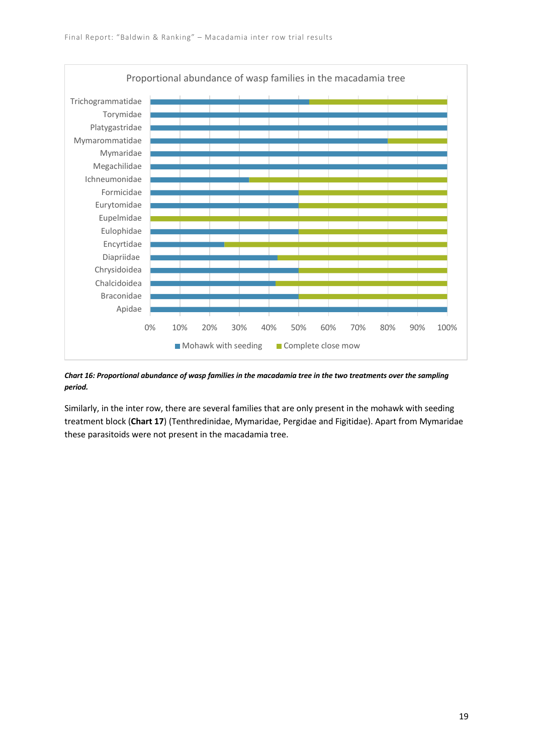Proportional abundance of wasp families in the macadamia tree

***Chart 16: Proportional abundance of wasp families in the macadamia tree in the two treatments over the sampling period.***

Similarly, in the inter row, there are several families that are only present in the mohawk with seeding treatment block (**Chart 17**) (Tenthredinidae, Mymaridae, Pergidae and Figitidae). Apart from Mymaridae these parasitoids were not present in the macadamia tree.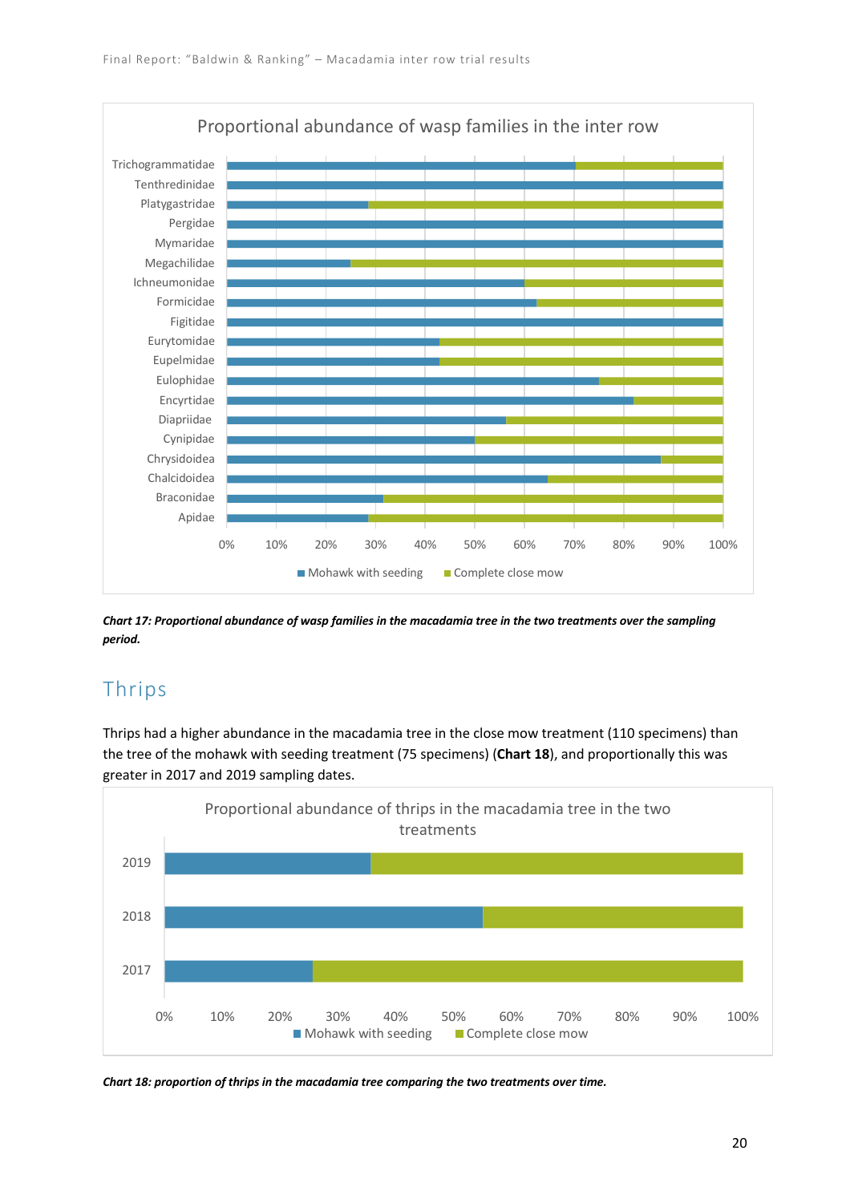Chart 17: Proportional abundance of wasp families in the macadamia tree in the two treatments over the sampling period.

## Thrips

Thrips had a higher abundance in the macadamia tree in the close mow treatment (110 specimens) than the tree of the mohawk with seeding treatment (75 specimens) (**Chart 18**), and proportionally this was greater in 2017 and 2019 sampling dates.

***Chart 18: proportion of thrips in the macadamia tree comparing the two treatments over time.***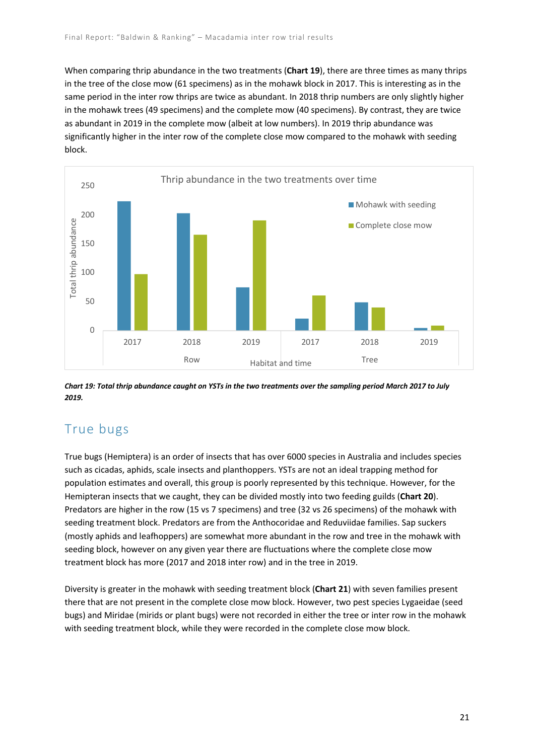When comparing thrip abundance in the two treatments (**Chart 19**), there are three times as many thrips in the tree of the close mow (61 specimens) as in the mohawk block in 2017. This is interesting as in the same period in the inter row thrips are twice as abundant. In 2018 thrip numbers are only slightly higher in the mohawk trees (49 specimens) and the complete mow (40 specimens). By contrast, they are twice as abundant in 2019 in the complete mow (albeit at low numbers). In 2019 thrip abundance was significantly higher in the inter row of the complete close mow compared to the mohawk with seeding block.

*Chart 19: Total thrip abundance caught on YSTs in the two treatments over the sampling period March 2017 to July 2019.*

## True bugs

True bugs (Hemiptera) is an order of insects that has over 6000 species in Australia and includes species such as cicadas, aphids, scale insects and planthoppers. YSTs are not an ideal trapping method for population estimates and overall, this group is poorly represented by this technique. However, for the Hemipteran insects that we caught, they can be divided mostly into two feeding guilds (**Chart 20**). Predators are higher in the row (15 vs 7 specimens) and tree (32 vs 26 specimens) of the mohawk with seeding treatment block. Predators are from the Anthocoridae and Reduviidae families. Sap suckers (mostly aphids and leafhoppers) are somewhat more abundant in the row and tree in the mohawk with seeding block, however on any given year there are fluctuations where the complete close mow treatment block has more (2017 and 2018 inter row) and in the tree in 2019.

Diversity is greater in the mohawk with seeding treatment block (**Chart 21**) with seven families present there that are not present in the complete close mow block. However, two pest species Lygaeidae (seed bugs) and Miridae (mirids or plant bugs) were not recorded in either the tree or inter row in the mohawk with seeding treatment block, while they were recorded in the complete close mow block.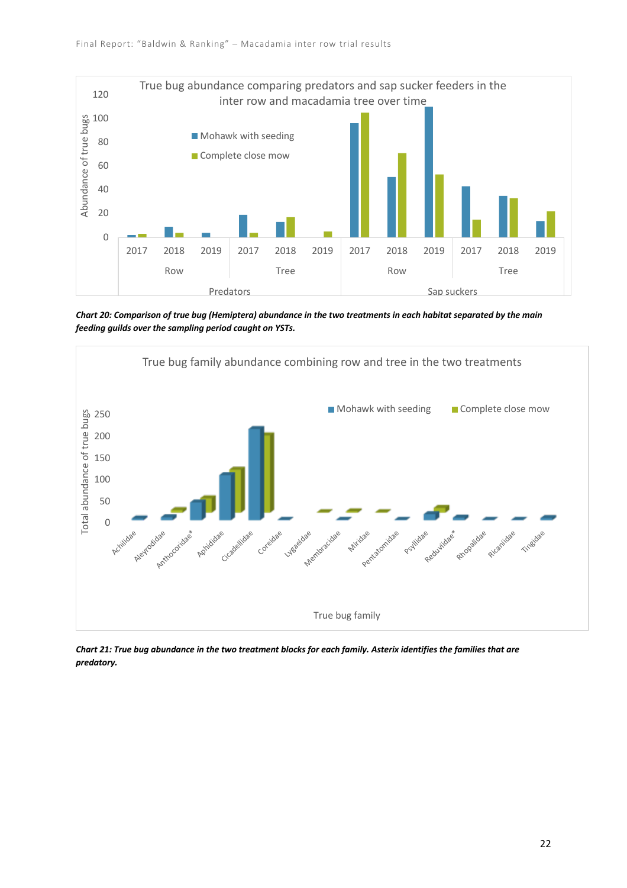**Chart 20: Comparison of true bug (Hemiptera) abundance in the two treatments in each habitat separated by the main feeding guilds over the sampling period caught on YSTs.**

**Chart 21: True bug abundance in the two treatment blocks for each family. Asterix identifies the families that are predatory.**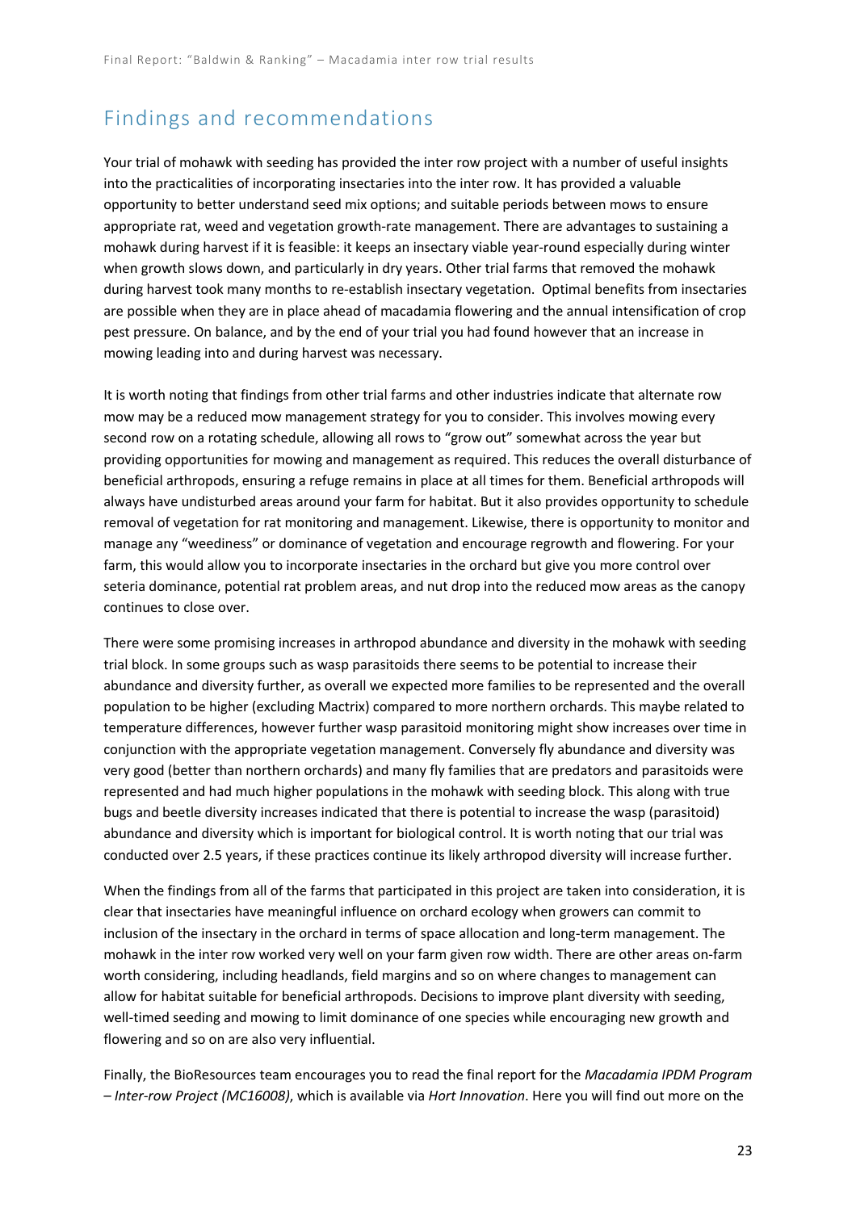## Findings and recommendations

Your trial of mohawk with seeding has provided the inter row project with a number of useful insights into the practicalities of incorporating insectaries into the inter row. It has provided a valuable opportunity to better understand seed mix options; and suitable periods between mows to ensure appropriate rat, weed and vegetation growth-rate management. There are advantages to sustaining a mohawk during harvest if it is feasible: it keeps an insectary viable year-round especially during winter when growth slows down, and particularly in dry years. Other trial farms that removed the mohawk during harvest took many months to re-establish insectary vegetation. Optimal benefits from insectaries are possible when they are in place ahead of macadamia flowering and the annual intensification of crop pest pressure. On balance, and by the end of your trial you had found however that an increase in mowing leading into and during harvest was necessary.

It is worth noting that findings from other trial farms and other industries indicate that alternate row mow may be a reduced mow management strategy for you to consider. This involves mowing every second row on a rotating schedule, allowing all rows to "grow out" somewhat across the year but providing opportunities for mowing and management as required. This reduces the overall disturbance of beneficial arthropods, ensuring a refuge remains in place at all times for them. Beneficial arthropods will always have undisturbed areas around your farm for habitat. But it also provides opportunity to schedule removal of vegetation for rat monitoring and management. Likewise, there is opportunity to monitor and manage any "weediness" or dominance of vegetation and encourage regrowth and flowering. For your farm, this would allow you to incorporate insectaries in the orchard but give you more control over seteria dominance, potential rat problem areas, and nut drop into the reduced mow areas as the canopy continues to close over.

There were some promising increases in arthropod abundance and diversity in the mohawk with seeding trial block. In some groups such as wasp parasitoids there seems to be potential to increase their abundance and diversity further, as overall we expected more families to be represented and the overall population to be higher (excluding Mactrix) compared to more northern orchards. This maybe related to temperature differences, however further wasp parasitoid monitoring might show increases over time in conjunction with the appropriate vegetation management. Conversely fly abundance and diversity was very good (better than northern orchards) and many fly families that are predators and parasitoids were represented and had much higher populations in the mohawk with seeding block. This along with true bugs and beetle diversity increases indicated that there is potential to increase the wasp (parasitoid) abundance and diversity which is important for biological control. It is worth noting that our trial was conducted over 2.5 years, if these practices continue its likely arthropod diversity will increase further.

When the findings from all of the farms that participated in this project are taken into consideration, it is clear that insectaries have meaningful influence on orchard ecology when growers can commit to inclusion of the insectary in the orchard in terms of space allocation and long-term management. The mohawk in the inter row worked very well on your farm given row width. There are other areas on-farm worth considering, including headlands, field margins and so on where changes to management can allow for habitat suitable for beneficial arthropods. Decisions to improve plant diversity with seeding, well-timed seeding and mowing to limit dominance of one species while encouraging new growth and flowering and so on are also very influential.

Finally, the BioResources team encourages you to read the final report for the *Macadamia IPDM Program – Inter-row Project (MC16008)*, which is available via *Hort Innovation*. Here you will find out more on the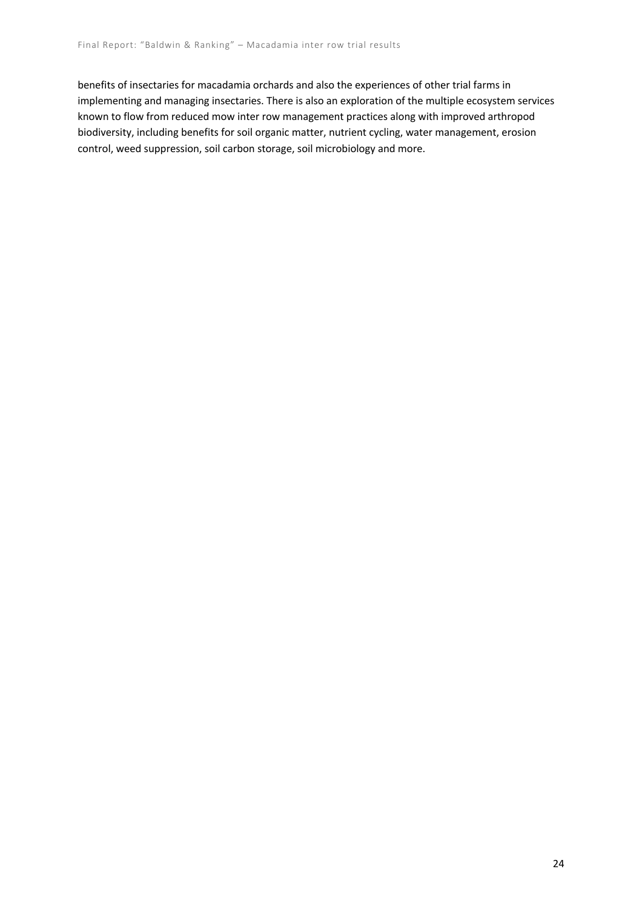benefits of insectaries for macadamia orchards and also the experiences of other trial farms in implementing and managing insectaries. There is also an exploration of the multiple ecosystem services known to flow from reduced mow inter row management practices along with improved arthropod biodiversity, including benefits for soil organic matter, nutrient cycling, water management, erosion control, weed suppression, soil carbon storage, soil microbiology and more.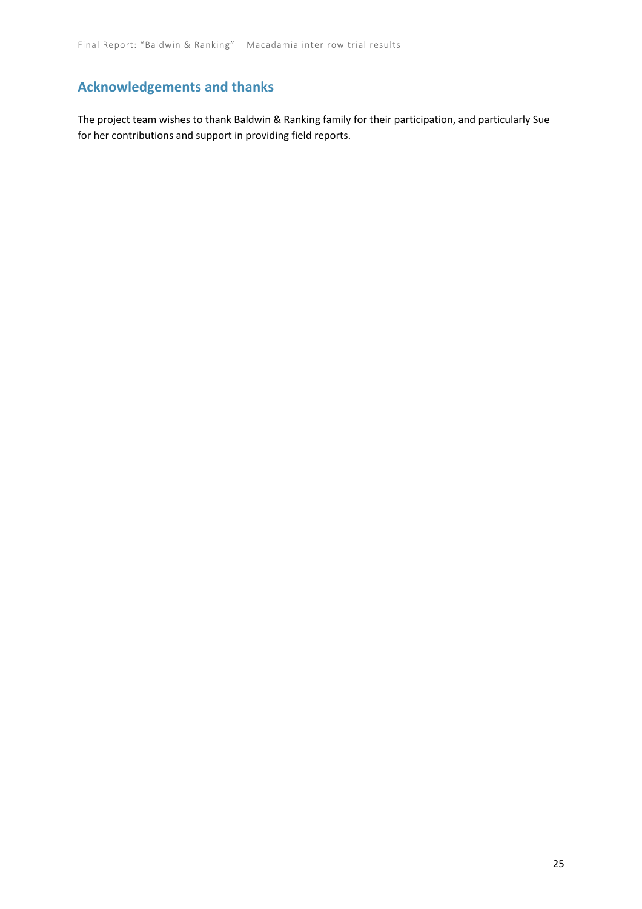## Acknowledgements and thanks

The project team wishes to thank Baldwin & Ranking family for their participation, and particularly Sue for her contributions and support in providing field reports.